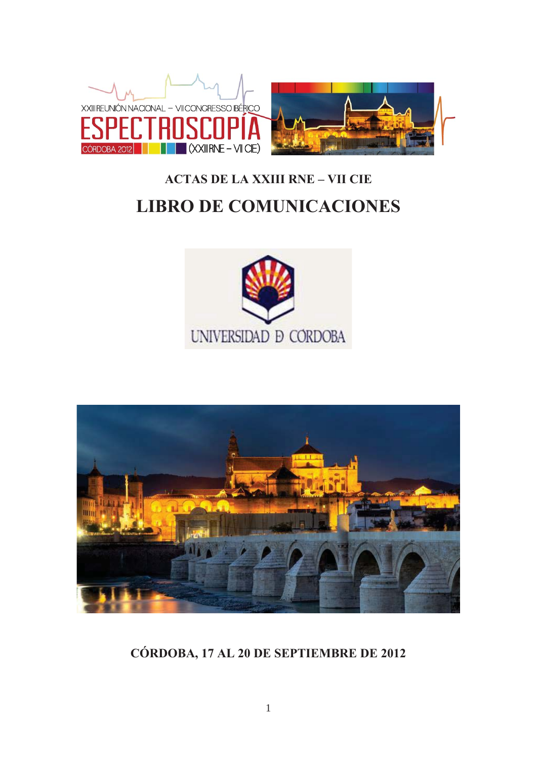XXIII REUNIÓN NACIONAL – VII CONGRESSO IBÉRICO

ESPECTROSCOPÍA

CÓRDOBA 2012 (XXIII RNE – VII CIE)

**ACTAS DE LA XXIII RNE – VII CIE**

# LIBRO DE COMUNICACIONES

UNIVERSIDAD DE CÓRDOBA

**CÓRDOBA, 17 AL 20 DE SEPTIEMBRE DE 2012**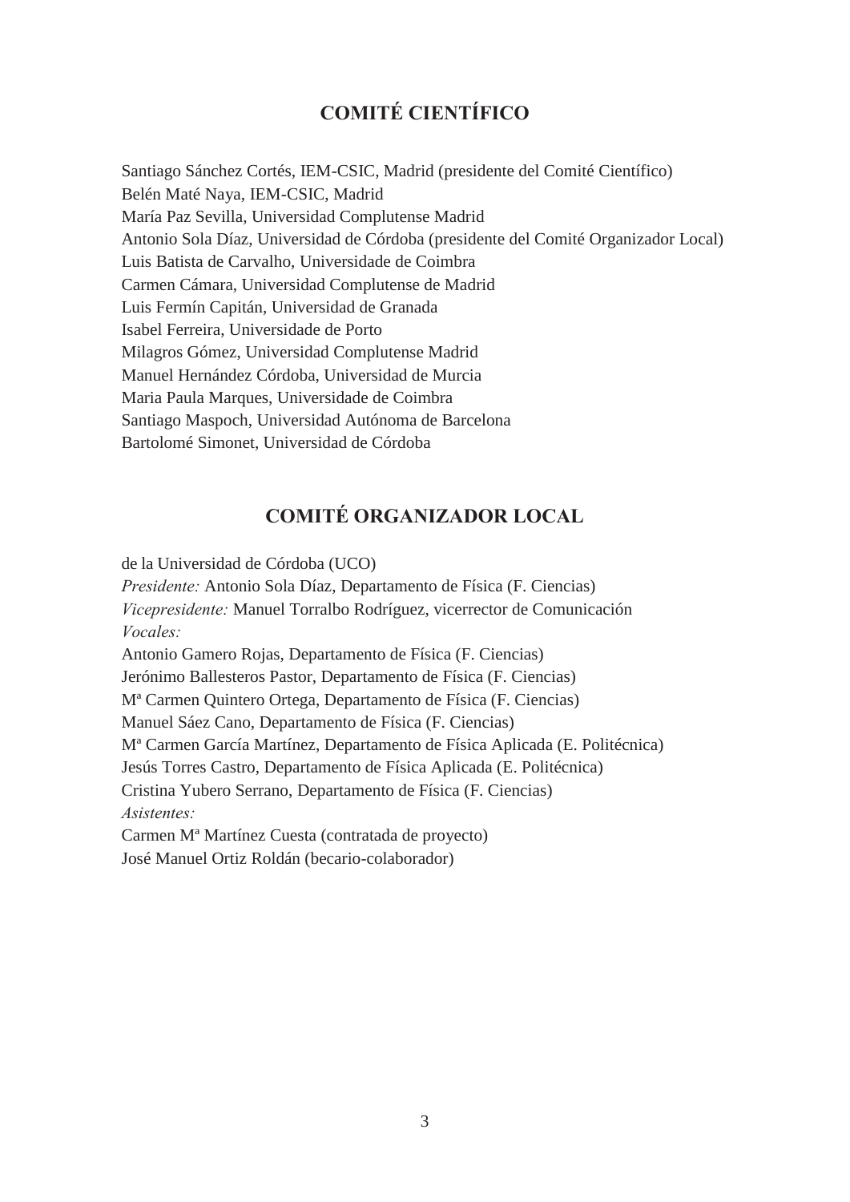## COMITÉ CIENTÍFICO

Santiago Sánchez Cortés, IEM-CSIC, Madrid (presidente del Comité Científico)
Belén Maté Naya, IEM-CSIC, Madrid
María Paz Sevilla, Universidad Complutense Madrid
Antonio Sola Díaz, Universidad de Córdoba (presidente del Comité Organizador Local)
Luis Batista de Carvalho, Universidade de Coimbra
Carmen Cámara, Universidad Complutense de Madrid
Luis Fermín Capitán, Universidad de Granada
Isabel Ferreira, Universidade de Porto
Milagros Gómez, Universidad Complutense Madrid
Manuel Hernández Córdoba, Universidad de Murcia
Maria Paula Marques, Universidade de Coimbra
Santiago Maspoch, Universidad Autónoma de Barcelona
Bartolomé Simonet, Universidad de Córdoba

## COMITÉ ORGANIZADOR LOCAL

de la Universidad de Córdoba (UCO)
*Presidente:* Antonio Sola Díaz, Departamento de Física (F. Ciencias)
*Vicepresidente:* Manuel Torralbo Rodríguez, vicerrector de Comunicación
*Vocales:*
Antonio Gamero Rojas, Departamento de Física (F. Ciencias)
Jerónimo Ballesteros Pastor, Departamento de Física (F. Ciencias)
Mª Carmen Quintero Ortega, Departamento de Física (F. Ciencias)
Manuel Sáez Cano, Departamento de Física (F. Ciencias)
Mª Carmen García Martínez, Departamento de Física Aplicada (E. Politécnica)
Jesús Torres Castro, Departamento de Física Aplicada (E. Politécnica)
Cristina Yubero Serrano, Departamento de Física (F. Ciencias)
*Asistentes:*
Carmen Mª Martínez Cuesta (contratada de proyecto)
José Manuel Ortiz Roldán (becario-colaborador)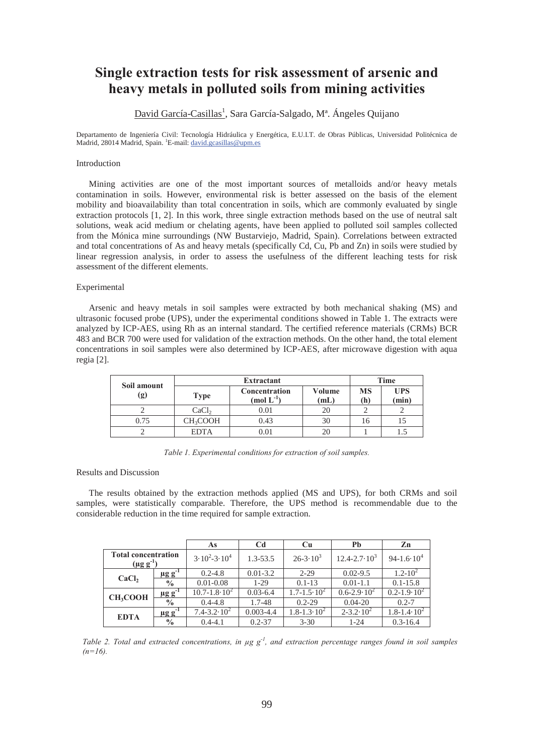# Single extraction tests for risk assessment of arsenic and heavy metals in polluted soils from mining activities

David García-Casillas[1], Sara García-Salgado, Mª. Ángeles Quijano

Departamento de Ingeniería Civil: Tecnología Hidráulica y Energética, E.U.I.T. de Obras Públicas, Universidad Politécnica de Madrid, 28014 Madrid, Spain. [1]E-mail: david.gcasillas@upm.es

## Introduction

Mining activities are one of the most important sources of metalloids and/or heavy metals contamination in soils. However, environmental risk is better assessed on the basis of the element mobility and bioavailability than total concentration in soils, which are commonly evaluated by single extraction protocols [1, 2]. In this work, three single extraction methods based on the use of neutral salt solutions, weak acid medium or chelating agents, have been applied to polluted soil samples collected from the Mónica mine surroundings (NW Bustarviejo, Madrid, Spain). Correlations between extracted and total concentrations of As and heavy metals (specifically Cd, Cu, Pb and Zn) in soils were studied by linear regression analysis, in order to assess the usefulness of the different leaching tests for risk assessment of the different elements.

## Experimental

Arsenic and heavy metals in soil samples were extracted by both mechanical shaking (MS) and ultrasonic focused probe (UPS), under the experimental conditions showed in Table 1. The extracts were analyzed by ICP-AES, using Rh as an internal standard. The certified reference materials (CRMs) BCR 483 and BCR 700 were used for validation of the extraction methods. On the other hand, the total element concentrations in soil samples were also determined by ICP-AES, after microwave digestion with aqua regia [2].

| Soil amount (g) | Extractant | | | Time | |
|---|---|---|---|---|---|
| | Type | Concentration ($mol\ L^{-1}$) | Volume (mL) | MS (h) | UPS (min) |
| 2 | $CaCl_2$ | 0.01 | 20 | 2 | 2 |
| 0.75 | $CH_3COOH$ | 0.43 | 30 | 16 | 15 |
| 2 | EDTA | 0.01 | 20 | 1 | 1.5 |

*Table 1. Experimental conditions for extraction of soil samples.*

## Results and Discussion

The results obtained by the extraction methods applied (MS and UPS), for both CRMs and soil samples, were statistically comparable. Therefore, the UPS method is recommendable due to the considerable reduction in the time required for sample extraction.

| | | As | Cd | Cu | Pb | Zn |
|---|---|---|---|---|---|---|
| **Total concentration ($\mu g\ g^{-1}$)** | | $3\cdot10^2$-$3\cdot10^4$ | 1.3-53.5 | 26-$3\cdot10^3$ | 12.4-$2.7\cdot10^3$ | 94-$1.6\cdot10^4$ |
| **$CaCl_2$** | $\mu g\ g^{-1}$ | 0.2-4.8 | 0.01-3.2 | 2-29 | 0.02-9.5 | 1.2-$10^2$ |
| | % | 0.01-0.08 | 1-29 | 0.1-13 | 0.01-1.1 | 0.1-15.8 |
| **$CH_3COOH$** | $\mu g\ g^{-1}$ | 10.7-$1.8\cdot10^2$ | 0.03-6.4 | 1.7-$1.5\cdot10^2$ | 0.6-$2.9\cdot10^2$ | 0.2-$1.9\cdot10^2$ |
| | % | 0.4-4.8 | 1.7-48 | 0.2-29 | 0.04-20 | 0.2-7 |
| **EDTA** | $\mu g\ g^{-1}$ | 7.4-$3.2\cdot10^2$ | 0.003-4.4 | 1.8-$1.3\cdot10^2$ | 2-$3.2\cdot10^2$ | 1.8-$1.4\cdot10^2$ |
| | % | 0.4-4.1 | 0.2-37 | 3-30 | 1-24 | 0.3-16.4 |

*Table 2. Total and extracted concentrations, in $\mu g\ g^{-1}$, and extraction percentage ranges found in soil samples (n=16).*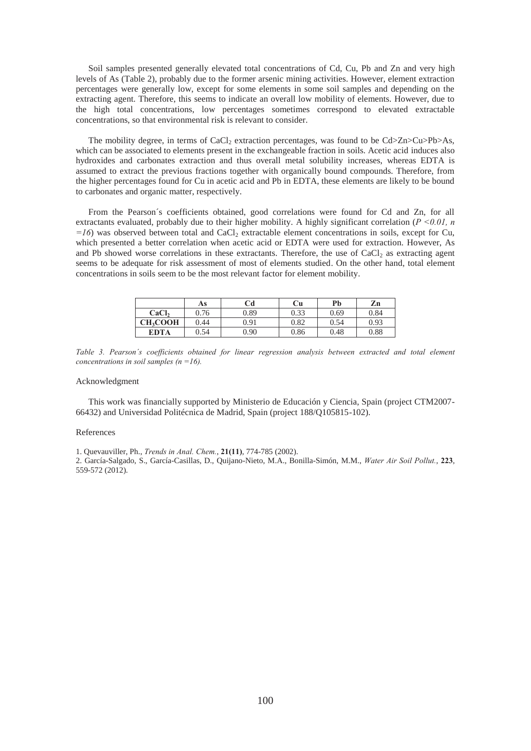Soil samples presented generally elevated total concentrations of Cd, Cu, Pb and Zn and very high levels of As (Table 2), probably due to the former arsenic mining activities. However, element extraction percentages were generally low, except for some elements in some soil samples and depending on the extracting agent. Therefore, this seems to indicate an overall low mobility of elements. However, due to the high total concentrations, low percentages sometimes correspond to elevated extractable concentrations, so that environmental risk is relevant to consider.

The mobility degree, in terms of $CaCl_2$ extraction percentages, was found to be Cd>Zn>Cu>Pb>As, which can be associated to elements present in the exchangeable fraction in soils. Acetic acid induces also hydroxides and carbonates extraction and thus overall metal solubility increases, whereas EDTA is assumed to extract the previous fractions together with organically bound compounds. Therefore, from the higher percentages found for Cu in acetic acid and Pb in EDTA, these elements are likely to be bound to carbonates and organic matter, respectively.

From the Pearson´s coefficients obtained, good correlations were found for Cd and Zn, for all extractants evaluated, probably due to their higher mobility. A highly significant correlation ($P < 0.01$, $n = 16$) was observed between total and $CaCl_2$ extractable element concentrations in soils, except for Cu, which presented a better correlation when acetic acid or EDTA were used for extraction. However, As and Pb showed worse correlations in these extractants. Therefore, the use of $CaCl_2$ as extracting agent seems to be adequate for risk assessment of most of elements studied. On the other hand, total element concentrations in soils seem to be the most relevant factor for element mobility.

| | As | Cd | Cu | Pb | Zn |
|---|---|---|---|---|---|
| **$CaCl_2$** | 0.76 | 0.89 | 0.33 | 0.69 | 0.84 |
| **$CH_3COOH$** | 0.44 | 0.91 | 0.82 | 0.54 | 0.93 |
| **EDTA** | 0.54 | 0.90 | 0.86 | 0.48 | 0.88 |

*Table 3. Pearson´s coefficients obtained for linear regression analysis between extracted and total element concentrations in soil samples (n =16).*

## Acknowledgment

This work was financially supported by Ministerio de Educación y Ciencia, Spain (project CTM2007-66432) and Universidad Politécnica de Madrid, Spain (project 188/Q105815-102).

## References

1. Quevauviller, Ph., *Trends in Anal. Chem.*, **21(11)**, 774-785 (2002).
2. García-Salgado, S., García-Casillas, D., Quijano-Nieto, M.A., Bonilla-Simón, M.M., *Water Air Soil Pollut.*, **223**, 559-572 (2012).